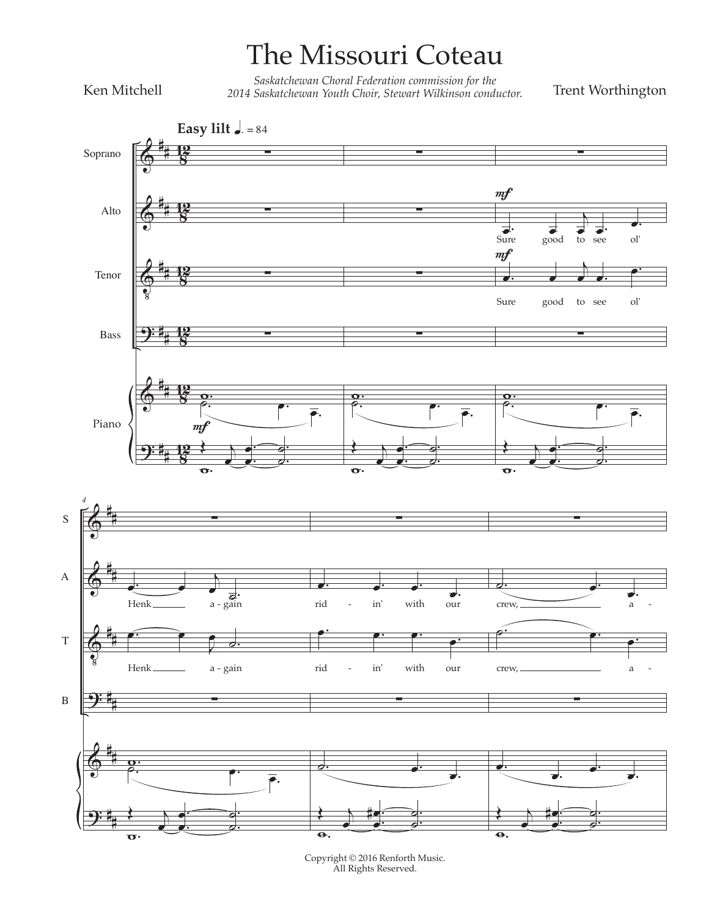# The Missouri Coteau

Ken Mitchell

*Saskatchewan Choral Federation commission for the 2014 Saskatchewan Youth Choir, Stewart Wilkinson conductor.*

Trent Worthington

Copyright © 2016 Renforth Music.
All Rights Reserved.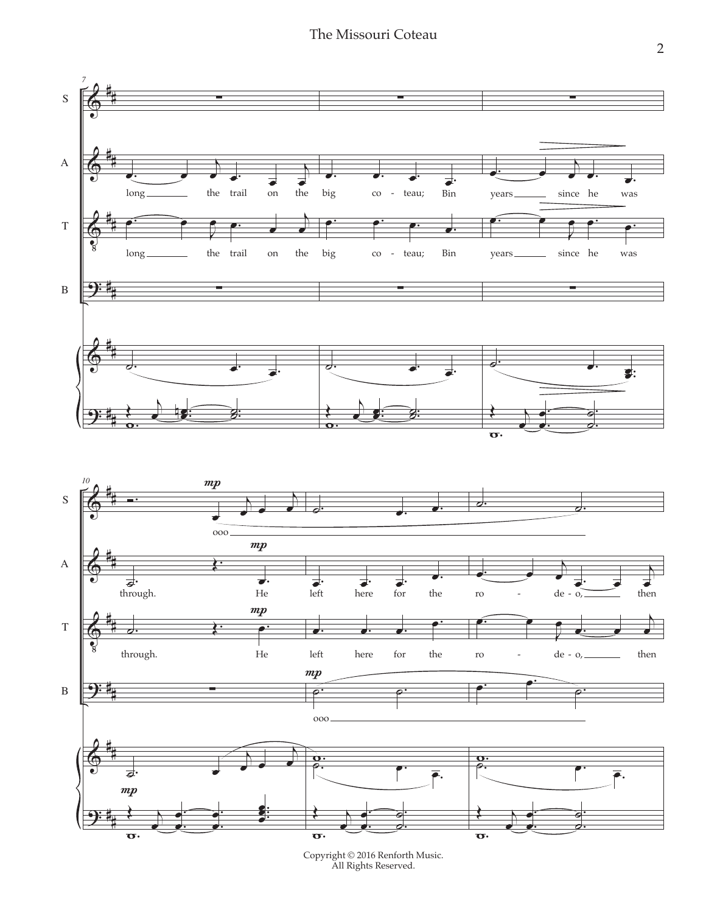long the trail on the big co - teau; Bin years since he was through. He left here for the ro - de - o, then

ooo

ooo

Copyright © 2016 Renforth Music.
All Rights Reserved.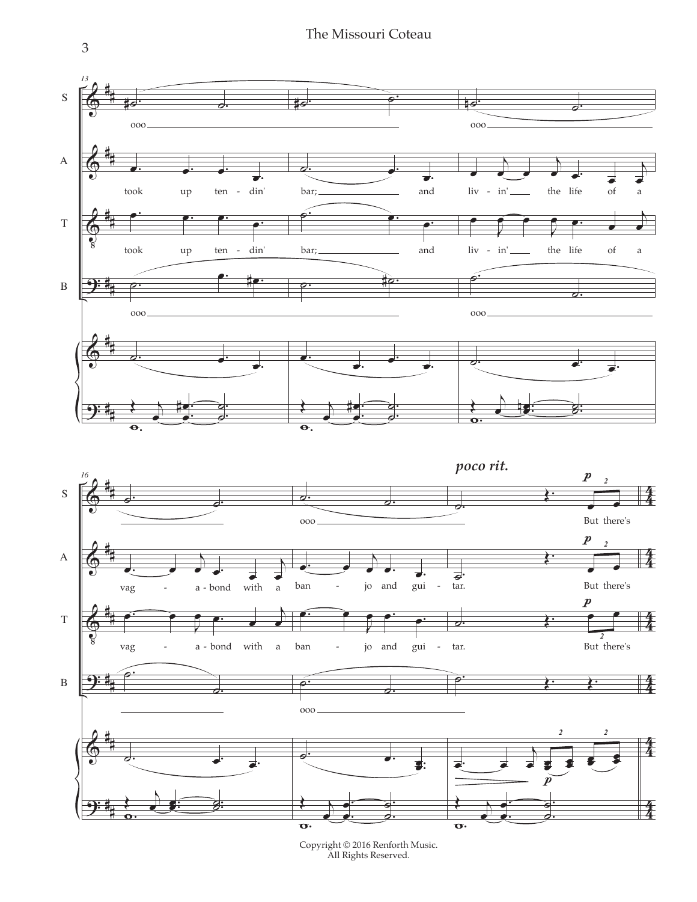S: ooo ooo ooo

A: took up ten-din' bar; and liv-in' the life of a vag-a-bond with a ban-jo and gui-tar. But there's

T: took up ten-din' bar; and liv-in' the life of a vag-a-bond with a ban-jo and gui-tar. But there's

B: ooo ooo ooo

*poco rit.*

Copyright © 2016 Renforth Music.
All Rights Reserved.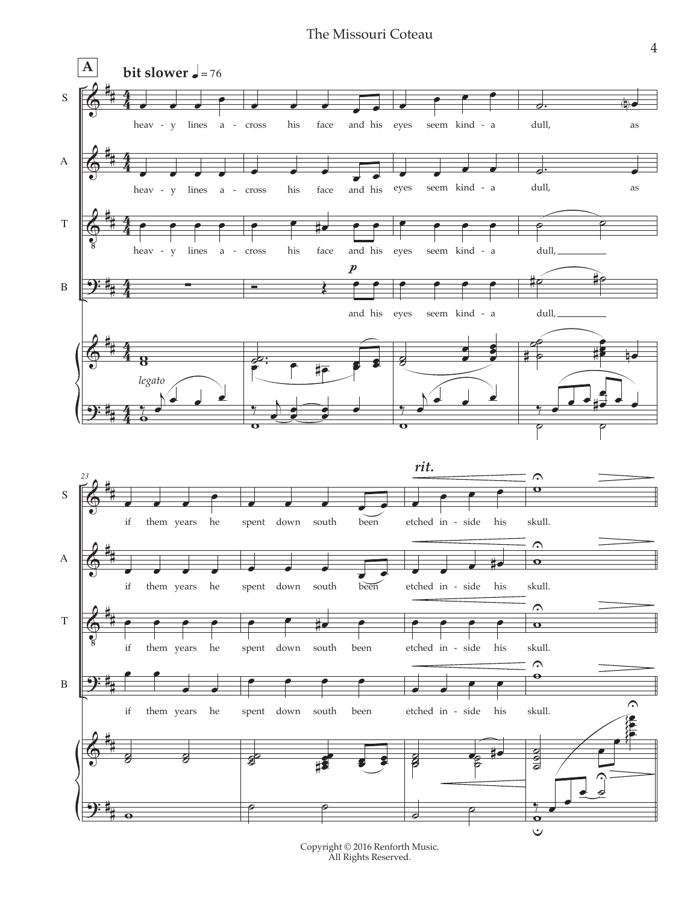**A** **bit slower** ♩ = 76

S: heav - y lines a - cross his face and his eyes seem kind - a dull, as

A: heav - y lines a - cross his face and his eyes seem kind - a dull, as

T: heav - y lines a - cross his face and his eyes seem kind - a dull,

B: *p* and his eyes seem kind - a dull,

*legato*

23

*rit.*

S: if them years he spent down south been etched in - side his skull.

A: if them years he spent down south been etched in - side his skull.

T: if them years he spent down south been etched in - side his skull.

B: if them years he spent down south been etched in - side his skull.

Copyright © 2016 Renforth Music.
All Rights Reserved.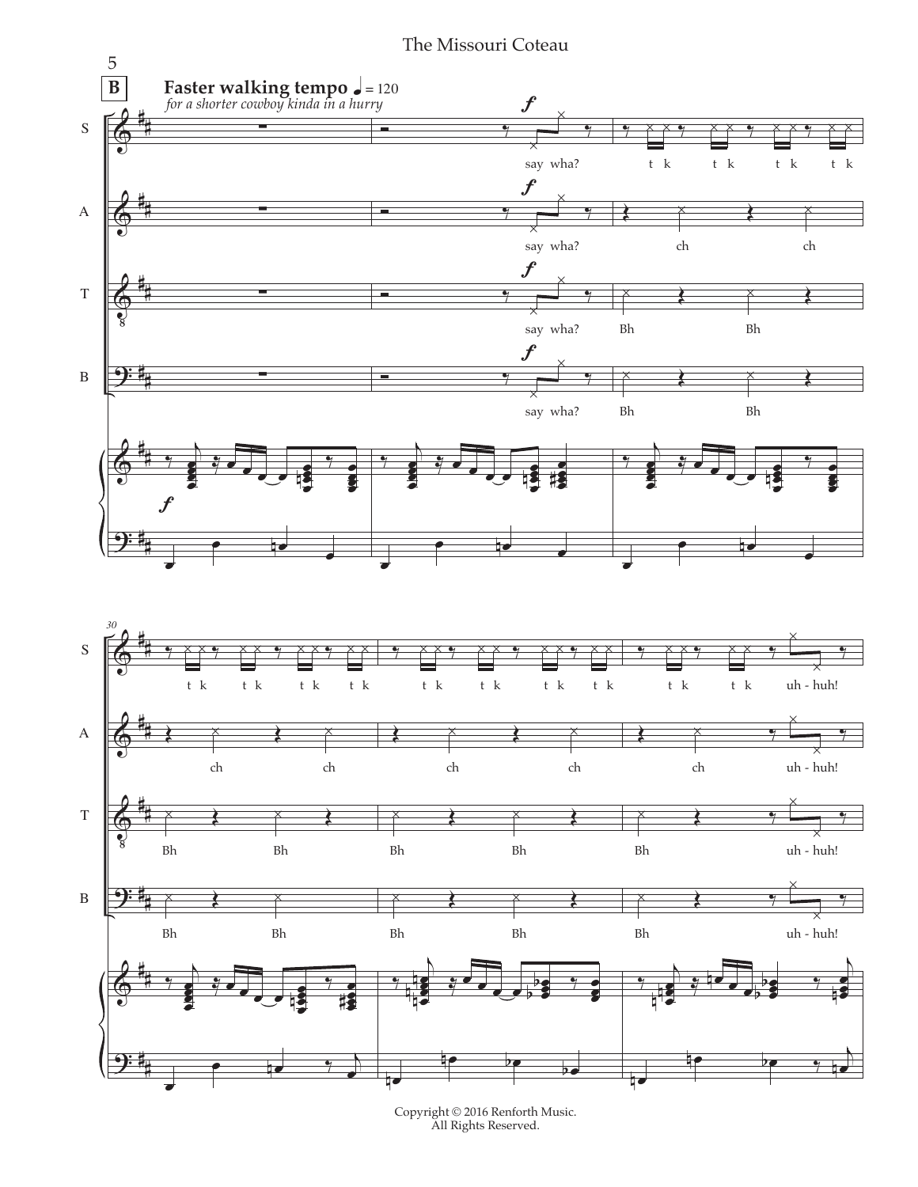**B**

**Faster walking tempo** ♩= 120

*for a shorter cowboy kinda in a hurry*

S: say wha? t k t k t k t k

A: say wha? ch ch

T: say wha? Bh Bh

B: say wha? Bh Bh

30

S: t k t k t k t k t k t k t k t k t k t k uh - huh!

A: ch ch ch ch ch uh - huh!

T: Bh Bh Bh Bh Bh uh - huh!

B: Bh Bh Bh Bh Bh uh - huh!

Copyright © 2016 Renforth Music.
All Rights Reserved.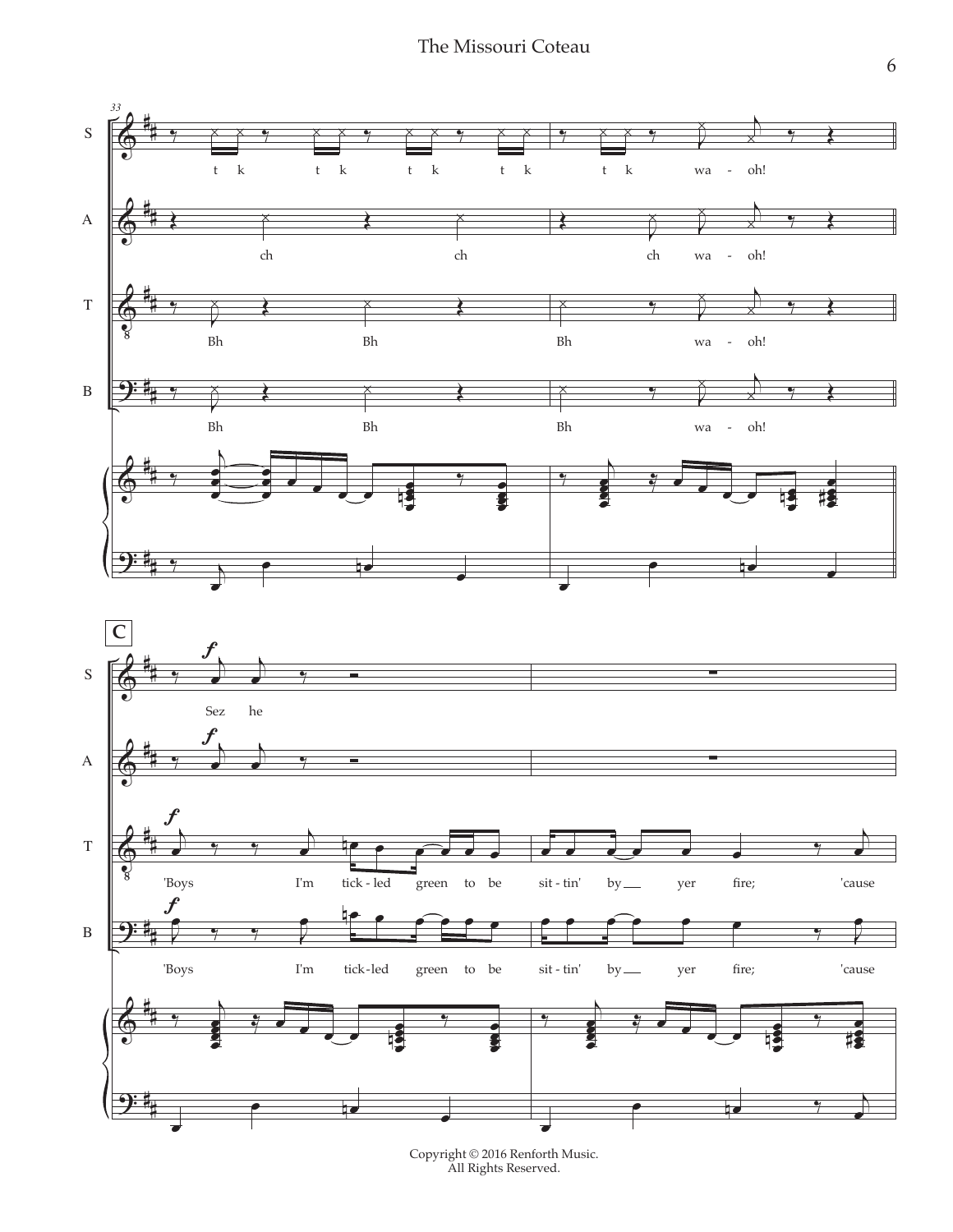Copyright © 2016 Renforth Music.
All Rights Reserved.